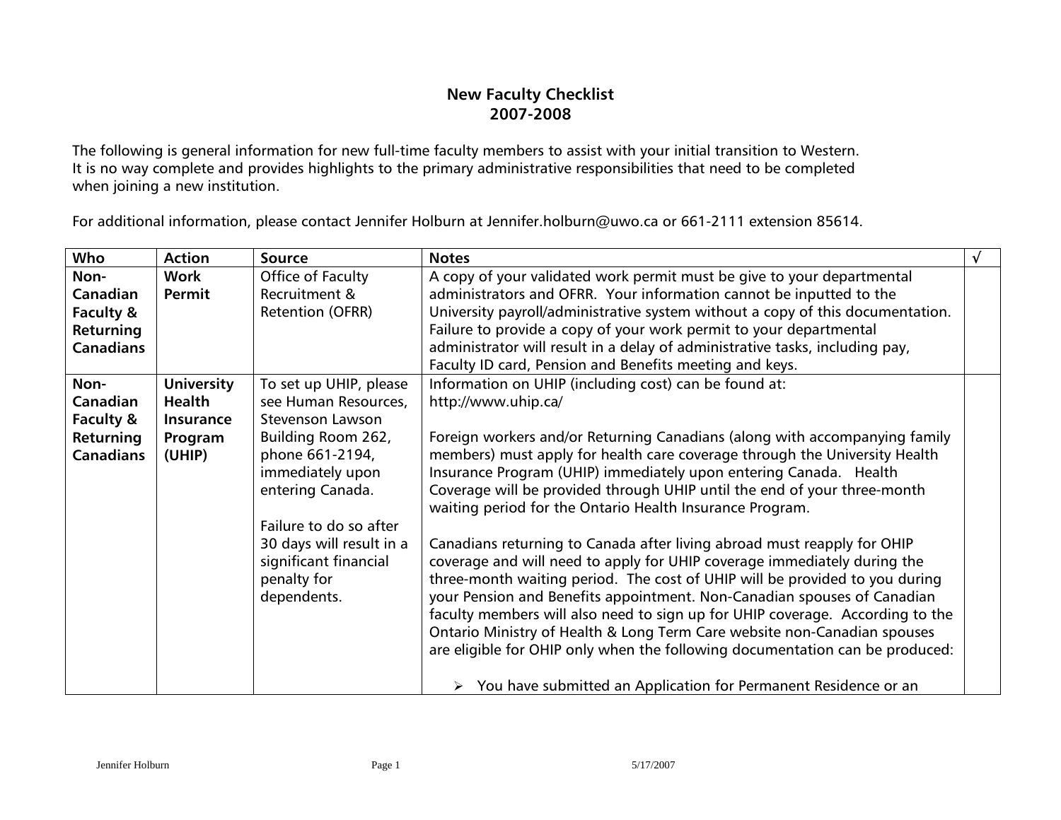## New Faculty Checklist
## 2007-2008

The following is general information for new full-time faculty members to assist with your initial transition to Western. It is no way complete and provides highlights to the primary administrative responsibilities that need to be completed when joining a new institution.

For additional information, please contact Jennifer Holburn at Jennifer.holburn@uwo.ca or 661-2111 extension 85614.

| Who | Action | Source | Notes | √ |
|---|---|---|---|---|
| **Non-Canadian Faculty & Returning Canadians** | **Work Permit** | Office of Faculty Recruitment & Retention (OFRR) | A copy of your validated work permit must be give to your departmental administrators and OFRR. Your information cannot be inputted to the University payroll/administrative system without a copy of this documentation. Failure to provide a copy of your work permit to your departmental administrator will result in a delay of administrative tasks, including pay, Faculty ID card, Pension and Benefits meeting and keys. | |
| **Non-Canadian Faculty & Returning Canadians** | **University Health Insurance Program (UHIP)** | To set up UHIP, please see Human Resources, Stevenson Lawson Building Room 262, phone 661-2194, immediately upon entering Canada.<br><br>Failure to do so after 30 days will result in a significant financial penalty for dependents. | Information on UHIP (including cost) can be found at: http://www.uhip.ca/<br><br>Foreign workers and/or Returning Canadians (along with accompanying family members) must apply for health care coverage through the University Health Insurance Program (UHIP) immediately upon entering Canada. Health Coverage will be provided through UHIP until the end of your three-month waiting period for the Ontario Health Insurance Program.<br><br>Canadians returning to Canada after living abroad must reapply for OHIP coverage and will need to apply for UHIP coverage immediately during the three-month waiting period. The cost of UHIP will be provided to you during your Pension and Benefits appointment. Non-Canadian spouses of Canadian faculty members will also need to sign up for UHIP coverage. According to the Ontario Ministry of Health & Long Term Care website non-Canadian spouses are eligible for OHIP only when the following documentation can be produced:<br><br>➢ You have submitted an Application for Permanent Residence or an | |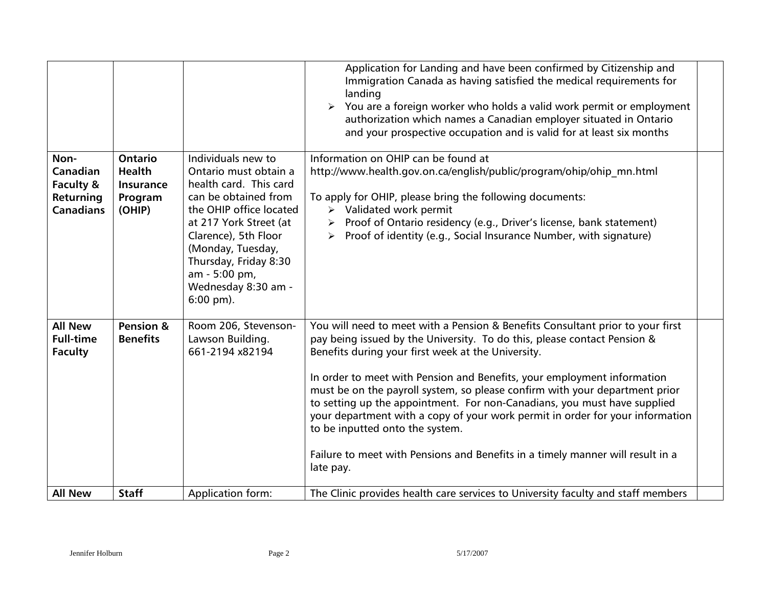| | | | | |
|---|---|---|---|---|
| | | | Application for Landing and have been confirmed by Citizenship and Immigration Canada as having satisfied the medical requirements for landing<br>➢ You are a foreign worker who holds a valid work permit or employment authorization which names a Canadian employer situated in Ontario and your prospective occupation and is valid for at least six months | |
| **Non-Canadian Faculty & Returning Canadians** | **Ontario Health Insurance Program (OHIP)** | Individuals new to Ontario must obtain a health card. This card can be obtained from the OHIP office located at 217 York Street (at Clarence), 5th Floor (Monday, Tuesday, Thursday, Friday 8:30 am - 5:00 pm, Wednesday 8:30 am - 6:00 pm). | Information on OHIP can be found at http://www.health.gov.on.ca/english/public/program/ohip/ohip_mn.html<br><br>To apply for OHIP, please bring the following documents:<br>➢ Validated work permit<br>➢ Proof of Ontario residency (e.g., Driver's license, bank statement)<br>➢ Proof of identity (e.g., Social Insurance Number, with signature) | |
| **All New Full-time Faculty** | **Pension & Benefits** | Room 206, Stevenson-Lawson Building. 661-2194 x82194 | You will need to meet with a Pension & Benefits Consultant prior to your first pay being issued by the University. To do this, please contact Pension & Benefits during your first week at the University.<br><br>In order to meet with Pension and Benefits, your employment information must be on the payroll system, so please confirm with your department prior to setting up the appointment. For non-Canadians, you must have supplied your department with a copy of your work permit in order for your information to be inputted onto the system.<br><br>Failure to meet with Pensions and Benefits in a timely manner will result in a late pay. | |
| **All New** | **Staff** | Application form: | The Clinic provides health care services to University faculty and staff members | |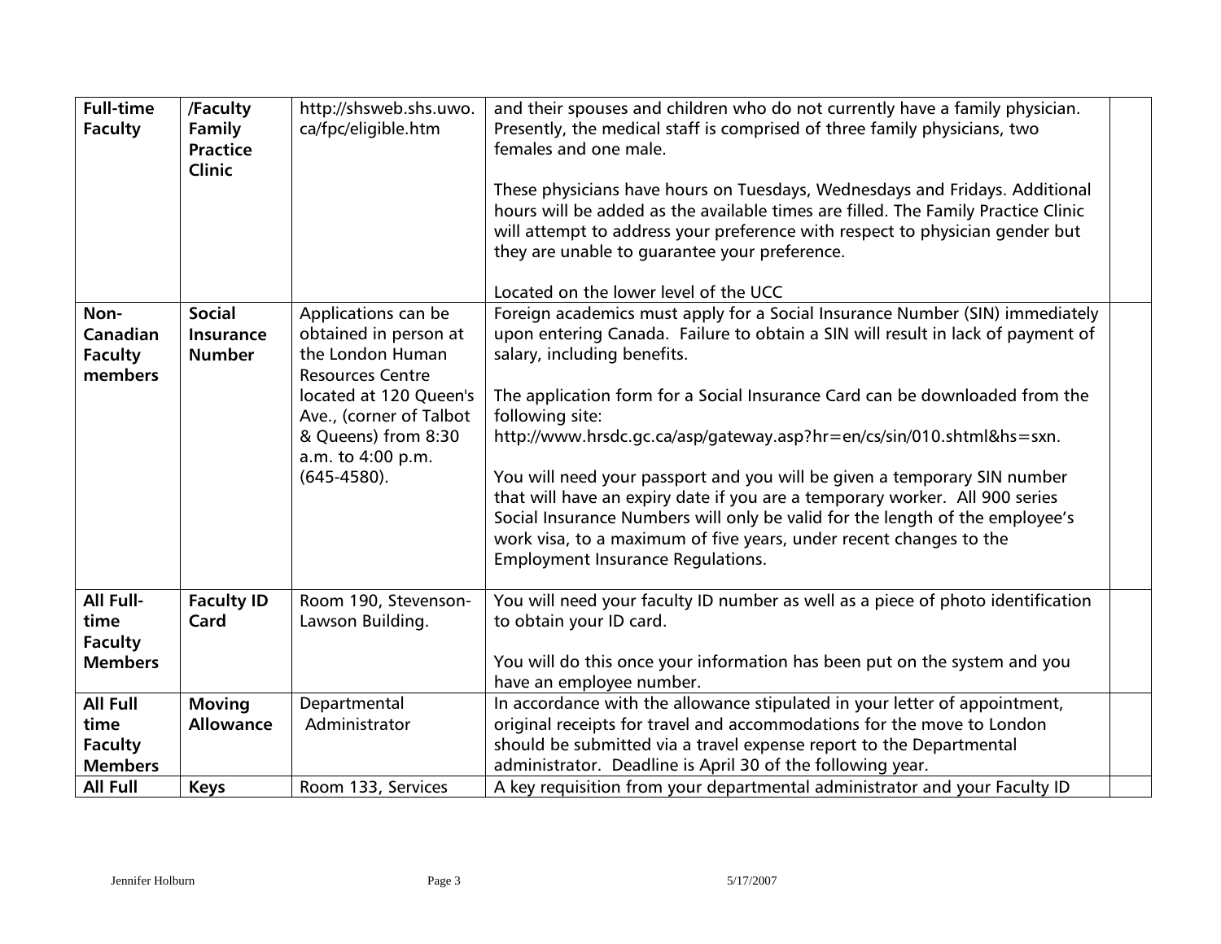| **Full-time Faculty** | **/Faculty Family Practice Clinic** | http://shsweb.shs.uwo.ca/fpc/eligible.htm | and their spouses and children who do not currently have a family physician. Presently, the medical staff is comprised of three family physicians, two females and one male.<br><br>These physicians have hours on Tuesdays, Wednesdays and Fridays. Additional hours will be added as the available times are filled. The Family Practice Clinic will attempt to address your preference with respect to physician gender but they are unable to guarantee your preference.<br><br>Located on the lower level of the UCC | |
|---|---|---|---|---|
| **Non-Canadian Faculty members** | **Social Insurance Number** | Applications can be obtained in person at the London Human Resources Centre located at 120 Queen's Ave., (corner of Talbot & Queens) from 8:30 a.m. to 4:00 p.m. (645-4580). | Foreign academics must apply for a Social Insurance Number (SIN) immediately upon entering Canada. Failure to obtain a SIN will result in lack of payment of salary, including benefits.<br><br>The application form for a Social Insurance Card can be downloaded from the following site: http://www.hrsdc.gc.ca/asp/gateway.asp?hr=en/cs/sin/010.shtml&hs=sxn.<br><br>You will need your passport and you will be given a temporary SIN number that will have an expiry date if you are a temporary worker. All 900 series Social Insurance Numbers will only be valid for the length of the employee's work visa, to a maximum of five years, under recent changes to the Employment Insurance Regulations. | |
| **All Full-time Faculty Members** | **Faculty ID Card** | Room 190, Stevenson-Lawson Building. | You will need your faculty ID number as well as a piece of photo identification to obtain your ID card.<br><br>You will do this once your information has been put on the system and you have an employee number. | |
| **All Full time Faculty Members** | **Moving Allowance** | Departmental Administrator | In accordance with the allowance stipulated in your letter of appointment, original receipts for travel and accommodations for the move to London should be submitted via a travel expense report to the Departmental administrator. Deadline is April 30 of the following year. | |
| **All Full** | **Keys** | Room 133, Services | A key requisition from your departmental administrator and your Faculty ID | |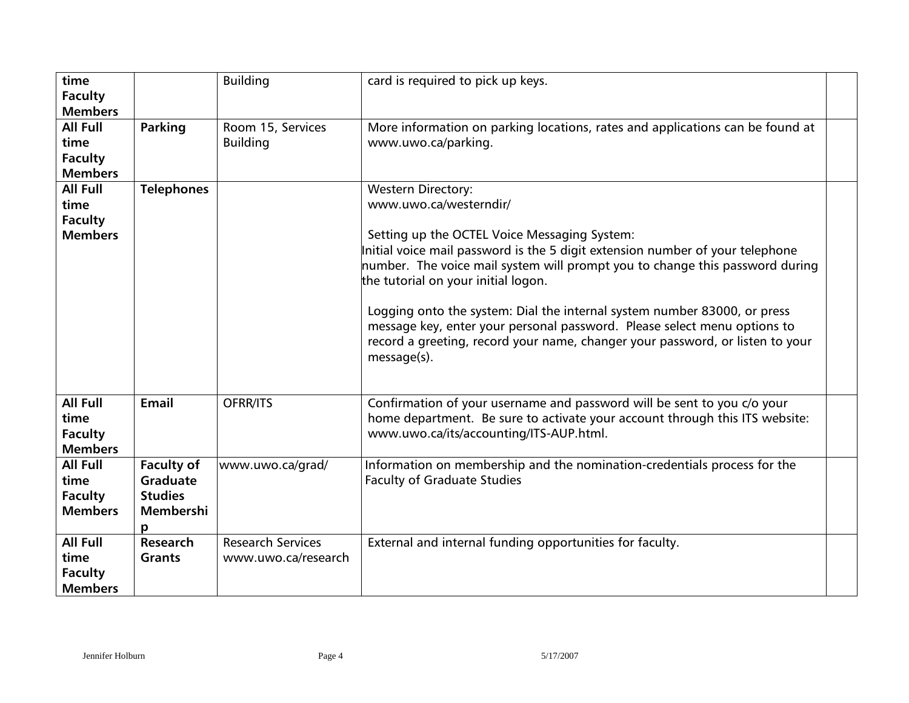| | | | | |
|---|---|---|---|---|
| **time Faculty Members** | | Building | card is required to pick up keys. | |
| **All Full time Faculty Members** | **Parking** | Room 15, Services Building | More information on parking locations, rates and applications can be found at www.uwo.ca/parking. | |
| **All Full time Faculty Members** | **Telephones** | | Western Directory:<br>www.uwo.ca/westerndir/<br><br>Setting up the OCTEL Voice Messaging System:<br>Initial voice mail password is the 5 digit extension number of your telephone number. The voice mail system will prompt you to change this password during the tutorial on your initial logon.<br><br>Logging onto the system: Dial the internal system number 83000, or press message key, enter your personal password. Please select menu options to record a greeting, record your name, changer your password, or listen to your message(s). | |
| **All Full time Faculty Members** | **Email** | OFRR/ITS | Confirmation of your username and password will be sent to you c/o your home department. Be sure to activate your account through this ITS website: www.uwo.ca/its/accounting/ITS-AUP.html. | |
| **All Full time Faculty Members** | **Faculty of Graduate Studies Membership** | www.uwo.ca/grad/ | Information on membership and the nomination-credentials process for the Faculty of Graduate Studies | |
| **All Full time Faculty Members** | **Research Grants** | Research Services www.uwo.ca/research | External and internal funding opportunities for faculty. | |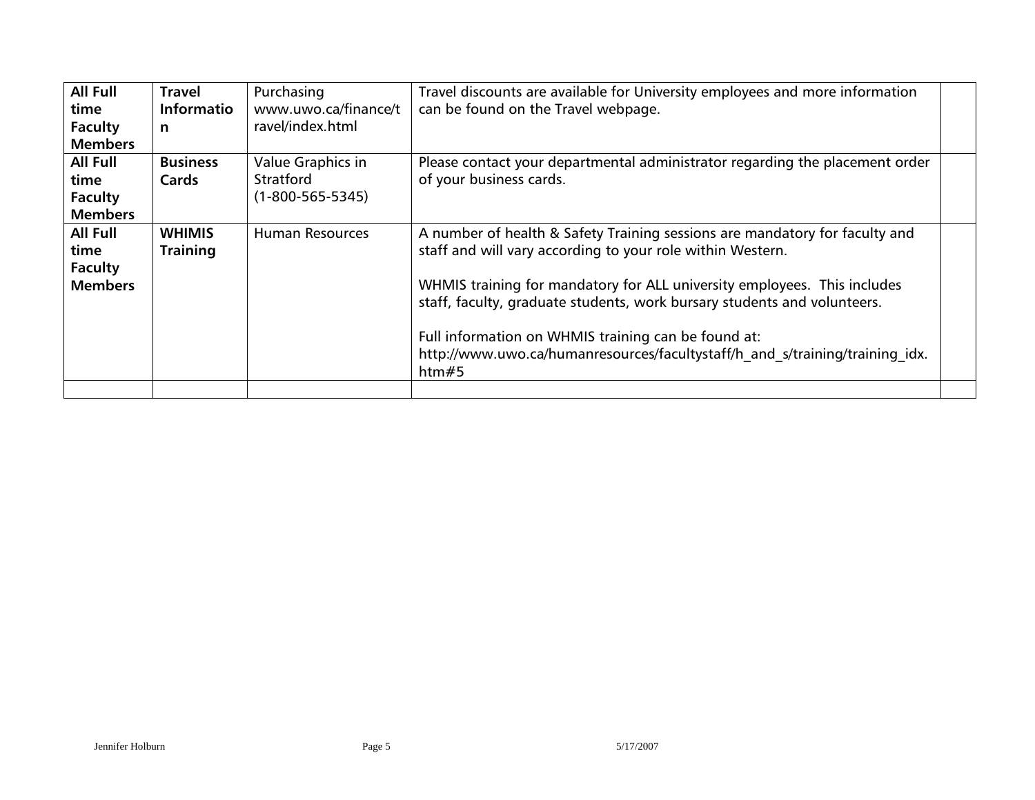| | | | | |
|---|---|---|---|---|
| **All Full time Faculty Members** | **Travel Information** | Purchasing www.uwo.ca/finance/travel/index.html | Travel discounts are available for University employees and more information can be found on the Travel webpage. | |
| **All Full time Faculty Members** | **Business Cards** | Value Graphics in Stratford (1-800-565-5345) | Please contact your departmental administrator regarding the placement order of your business cards. | |
| **All Full time Faculty Members** | **WHIMIS Training** | Human Resources | A number of health & Safety Training sessions are mandatory for faculty and staff and will vary according to your role within Western.<br><br>WHMIS training for mandatory for ALL university employees. This includes staff, faculty, graduate students, work bursary students and volunteers.<br><br>Full information on WHMIS training can be found at: http://www.uwo.ca/humanresources/facultystaff/h_and_s/training/training_idx.htm#5 | |
| | | | | |